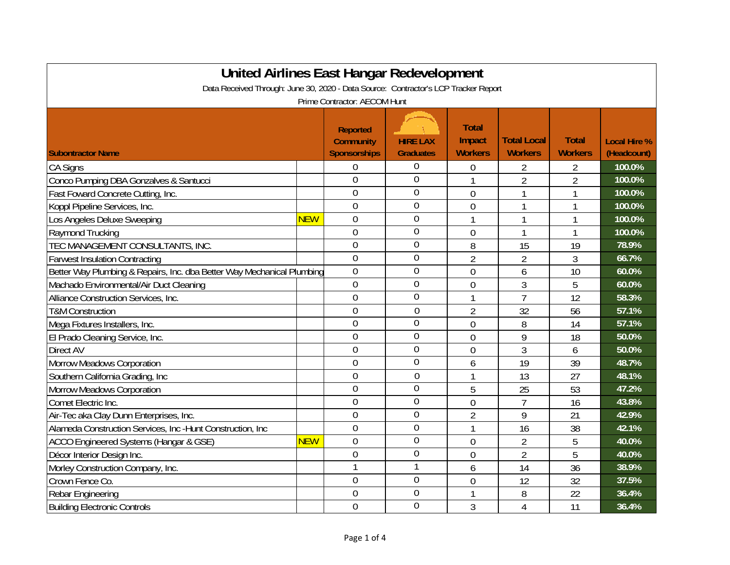# United Airlines East Hangar Redevelopment

Data Received Through: June 30, 2020 - Data Source: Contractor's LCP Tracker Report

Prime Contractor: AECOM Hunt

| Subontractor Name | | Reported Community Sponsorships | HIRE LAX Graduates | Total Impact Workers | Total Local Workers | Total Workers | Local Hire % (Headcount) |
|---|---|---|---|---|---|---|---|
| CA Signs | | 0 | 0 | 0 | 2 | 2 | 100.0% |
| Conco Pumping DBA Gonzalves & Santucci | | 0 | 0 | 1 | 2 | 2 | 100.0% |
| Fast Foward Concrete Cutting, Inc. | | 0 | 0 | 0 | 1 | 1 | 100.0% |
| Koppl Pipeline Services, Inc. | | 0 | 0 | 0 | 1 | 1 | 100.0% |
| Los Angeles Deluxe Sweeping | NEW | 0 | 0 | 1 | 1 | 1 | 100.0% |
| Raymond Trucking | | 0 | 0 | 0 | 1 | 1 | 100.0% |
| TEC MANAGEMENT CONSULTANTS, INC. | | 0 | 0 | 8 | 15 | 19 | 78.9% |
| Farwest Insulation Contracting | | 0 | 0 | 2 | 2 | 3 | 66.7% |
| Better Way Plumbing & Repairs, Inc. dba Better Way Mechanical Plumbing | | 0 | 0 | 0 | 6 | 10 | 60.0% |
| Machado Environmental/Air Duct Cleaning | | 0 | 0 | 0 | 3 | 5 | 60.0% |
| Alliance Construction Services, Inc. | | 0 | 0 | 1 | 7 | 12 | 58.3% |
| T&M Construction | | 0 | 0 | 2 | 32 | 56 | 57.1% |
| Mega Fixtures Installers, Inc. | | 0 | 0 | 0 | 8 | 14 | 57.1% |
| El Prado Cleaning Service, Inc. | | 0 | 0 | 0 | 9 | 18 | 50.0% |
| Direct AV | | 0 | 0 | 0 | 3 | 6 | 50.0% |
| Morrow Meadows Corporation | | 0 | 0 | 6 | 19 | 39 | 48.7% |
| Southern California Grading, Inc | | 0 | 0 | 1 | 13 | 27 | 48.1% |
| Morrow Meadows Corporation | | 0 | 0 | 5 | 25 | 53 | 47.2% |
| Comet Electric Inc. | | 0 | 0 | 0 | 7 | 16 | 43.8% |
| Air-Tec aka Clay Dunn Enterprises, Inc. | | 0 | 0 | 2 | 9 | 21 | 42.9% |
| Alameda Construction Services, Inc -Hunt Construction, Inc | | 0 | 0 | 1 | 16 | 38 | 42.1% |
| ACCO Engineered Systems (Hangar & GSE) | NEW | 0 | 0 | 0 | 2 | 5 | 40.0% |
| Décor Interior Design Inc. | | 0 | 0 | 0 | 2 | 5 | 40.0% |
| Morley Construction Company, Inc. | | 1 | 1 | 6 | 14 | 36 | 38.9% |
| Crown Fence Co. | | 0 | 0 | 0 | 12 | 32 | 37.5% |
| Rebar Engineering | | 0 | 0 | 1 | 8 | 22 | 36.4% |
| Building Electronic Controls | | 0 | 0 | 3 | 4 | 11 | 36.4% |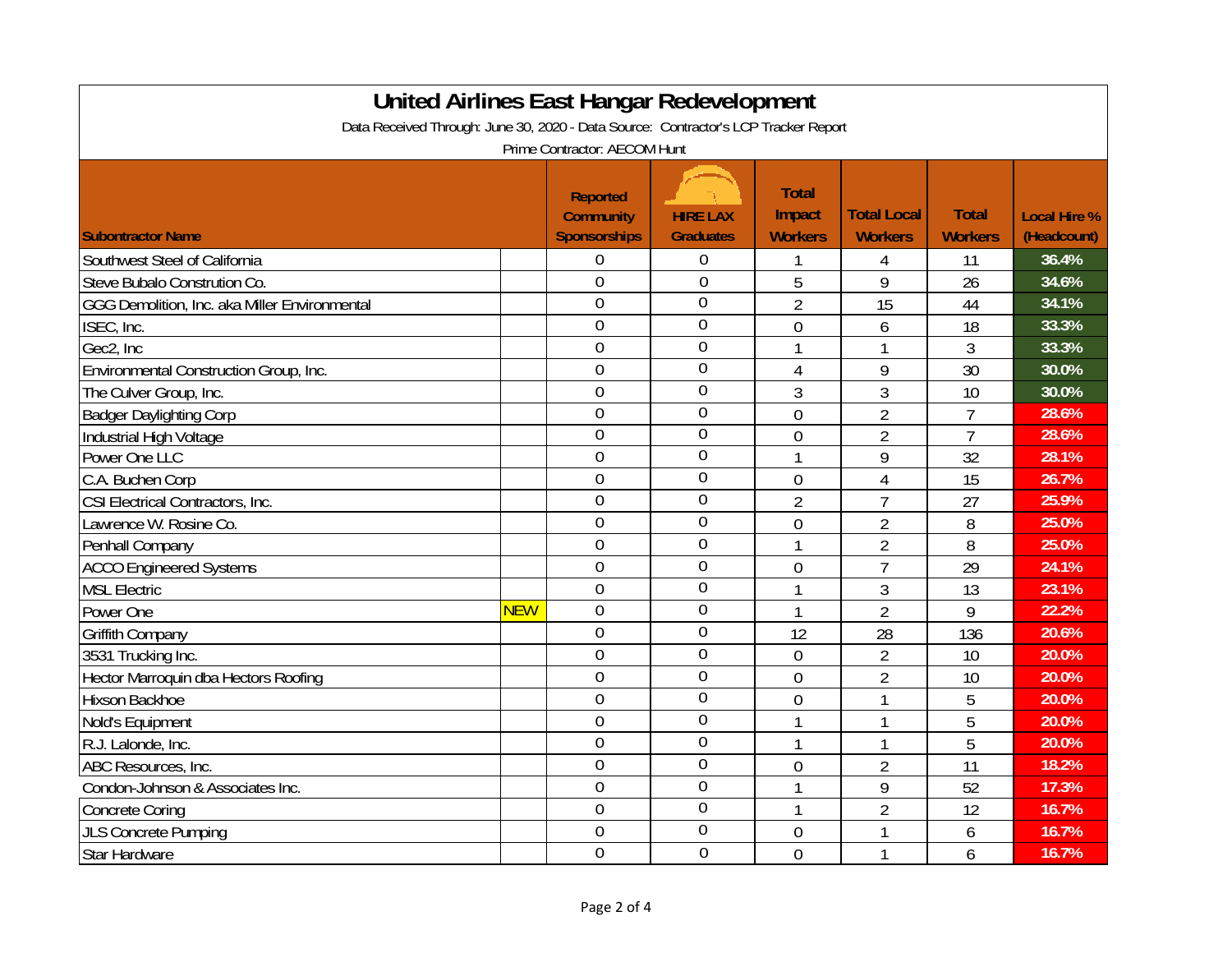# United Airlines East Hangar Redevelopment

Data Received Through: June 30, 2020 - Data Source: Contractor's LCP Tracker Report

Prime Contractor: AECOM Hunt

| Subontractor Name | | Reported Community Sponsorships | HIRE LAX Graduates | Total Impact Workers | Total Local Workers | Total Workers | Local Hire % (Headcount) |
|---|---|---|---|---|---|---|---|
| Southwest Steel of California | | 0 | 0 | 1 | 4 | 11 | 36.4% |
| Steve Bubalo Constrution Co. | | 0 | 0 | 5 | 9 | 26 | 34.6% |
| GGG Demolition, Inc. aka Miller Environmental | | 0 | 0 | 2 | 15 | 44 | 34.1% |
| ISEC, Inc. | | 0 | 0 | 0 | 6 | 18 | 33.3% |
| Gec2, Inc | | 0 | 0 | 1 | 1 | 3 | 33.3% |
| Environmental Construction Group, Inc. | | 0 | 0 | 4 | 9 | 30 | 30.0% |
| The Culver Group, Inc. | | 0 | 0 | 3 | 3 | 10 | 30.0% |
| Badger Daylighting Corp | | 0 | 0 | 0 | 2 | 7 | 28.6% |
| Industrial High Voltage | | 0 | 0 | 0 | 2 | 7 | 28.6% |
| Power One LLC | | 0 | 0 | 1 | 9 | 32 | 28.1% |
| C.A. Buchen Corp | | 0 | 0 | 0 | 4 | 15 | 26.7% |
| CSI Electrical Contractors, Inc. | | 0 | 0 | 2 | 7 | 27 | 25.9% |
| Lawrence W. Rosine Co. | | 0 | 0 | 0 | 2 | 8 | 25.0% |
| Penhall Company | | 0 | 0 | 1 | 2 | 8 | 25.0% |
| ACCO Engineered Systems | | 0 | 0 | 0 | 7 | 29 | 24.1% |
| MSL Electric | | 0 | 0 | 1 | 3 | 13 | 23.1% |
| Power One | NEW | 0 | 0 | 1 | 2 | 9 | 22.2% |
| Griffith Company | | 0 | 0 | 12 | 28 | 136 | 20.6% |
| 3531 Trucking Inc. | | 0 | 0 | 0 | 2 | 10 | 20.0% |
| Hector Marroquin dba Hectors Roofing | | 0 | 0 | 0 | 2 | 10 | 20.0% |
| Hixson Backhoe | | 0 | 0 | 0 | 1 | 5 | 20.0% |
| Nold's Equipment | | 0 | 0 | 1 | 1 | 5 | 20.0% |
| R.J. Lalonde, Inc. | | 0 | 0 | 1 | 1 | 5 | 20.0% |
| ABC Resources, Inc. | | 0 | 0 | 0 | 2 | 11 | 18.2% |
| Condon-Johnson & Associates Inc. | | 0 | 0 | 1 | 9 | 52 | 17.3% |
| Concrete Coring | | 0 | 0 | 1 | 2 | 12 | 16.7% |
| JLS Concrete Pumping | | 0 | 0 | 0 | 1 | 6 | 16.7% |
| Star Hardware | | 0 | 0 | 0 | 1 | 6 | 16.7% |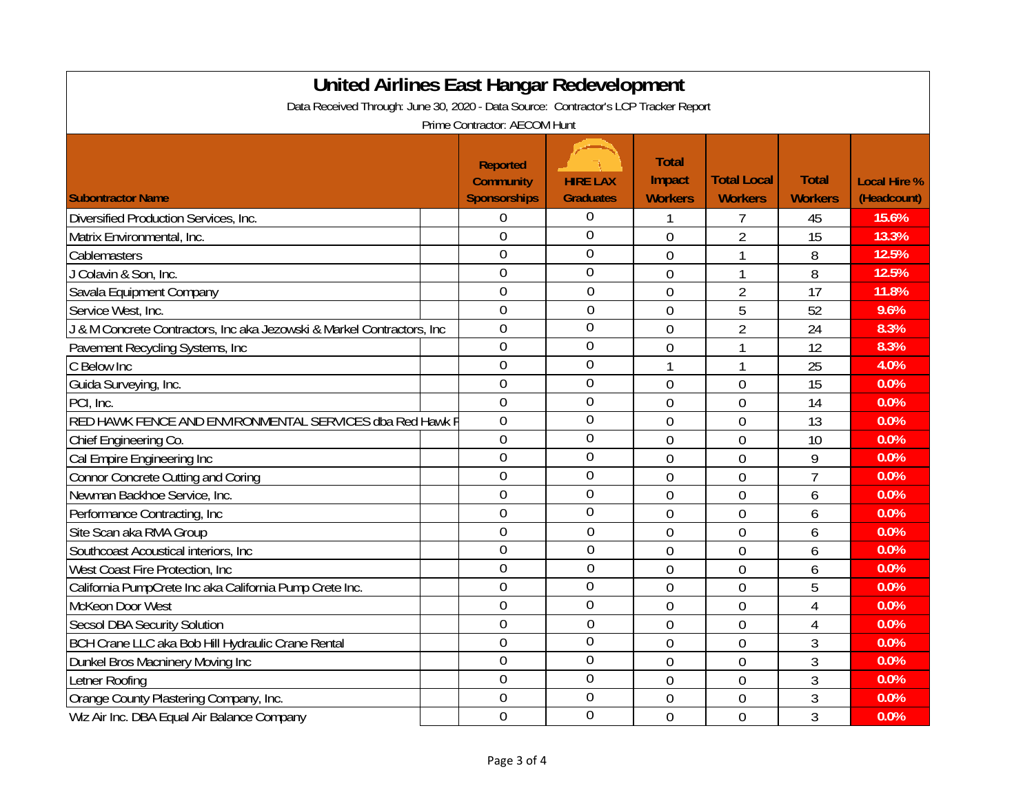# United Airlines East Hangar Redevelopment

Data Received Through: June 30, 2020 - Data Source: Contractor's LCP Tracker Report

Prime Contractor: AECOM Hunt

| Subontractor Name | Reported Community Sponsorships | HIRE LAX Graduates | Total Impact Workers | Total Local Workers | Total Workers | Local Hire % (Headcount) |
|---|---|---|---|---|---|---|
| Diversified Production Services, Inc. | 0 | 0 | 1 | 7 | 45 | 15.6% |
| Matrix Environmental, Inc. | 0 | 0 | 0 | 2 | 15 | 13.3% |
| Cablemasters | 0 | 0 | 0 | 1 | 8 | 12.5% |
| J Colavin & Son, Inc. | 0 | 0 | 0 | 1 | 8 | 12.5% |
| Savala Equipment Company | 0 | 0 | 0 | 2 | 17 | 11.8% |
| Service West, Inc. | 0 | 0 | 0 | 5 | 52 | 9.6% |
| J & M Concrete Contractors, Inc aka Jezowski & Markel Contractors, Inc | 0 | 0 | 0 | 2 | 24 | 8.3% |
| Pavement Recycling Systems, Inc | 0 | 0 | 0 | 1 | 12 | 8.3% |
| C Below Inc | 0 | 0 | 1 | 1 | 25 | 4.0% |
| Guida Surveying, Inc. | 0 | 0 | 0 | 0 | 15 | 0.0% |
| PCI, Inc. | 0 | 0 | 0 | 0 | 14 | 0.0% |
| RED HAWK FENCE AND ENVIRONMENTAL SERVICES dba Red Hawk F | 0 | 0 | 0 | 0 | 13 | 0.0% |
| Chief Engineering Co. | 0 | 0 | 0 | 0 | 10 | 0.0% |
| Cal Empire Engineering Inc | 0 | 0 | 0 | 0 | 9 | 0.0% |
| Connor Concrete Cutting and Coring | 0 | 0 | 0 | 0 | 7 | 0.0% |
| Newman Backhoe Service, Inc. | 0 | 0 | 0 | 0 | 6 | 0.0% |
| Performance Contracting, Inc | 0 | 0 | 0 | 0 | 6 | 0.0% |
| Site Scan aka RMA Group | 0 | 0 | 0 | 0 | 6 | 0.0% |
| Southcoast Acoustical interiors, Inc | 0 | 0 | 0 | 0 | 6 | 0.0% |
| West Coast Fire Protection, Inc | 0 | 0 | 0 | 0 | 6 | 0.0% |
| California PumpCrete Inc aka California Pump Crete Inc. | 0 | 0 | 0 | 0 | 5 | 0.0% |
| McKeon Door West | 0 | 0 | 0 | 0 | 4 | 0.0% |
| Secsol DBA Security Solution | 0 | 0 | 0 | 0 | 4 | 0.0% |
| BCH Crane LLC aka Bob Hill Hydraulic Crane Rental | 0 | 0 | 0 | 0 | 3 | 0.0% |
| Dunkel Bros Macninery Moving Inc | 0 | 0 | 0 | 0 | 3 | 0.0% |
| Letner Roofing | 0 | 0 | 0 | 0 | 3 | 0.0% |
| Orange County Plastering Company, Inc. | 0 | 0 | 0 | 0 | 3 | 0.0% |
| Wlz Air Inc. DBA Equal Air Balance Company | 0 | 0 | 0 | 0 | 3 | 0.0% |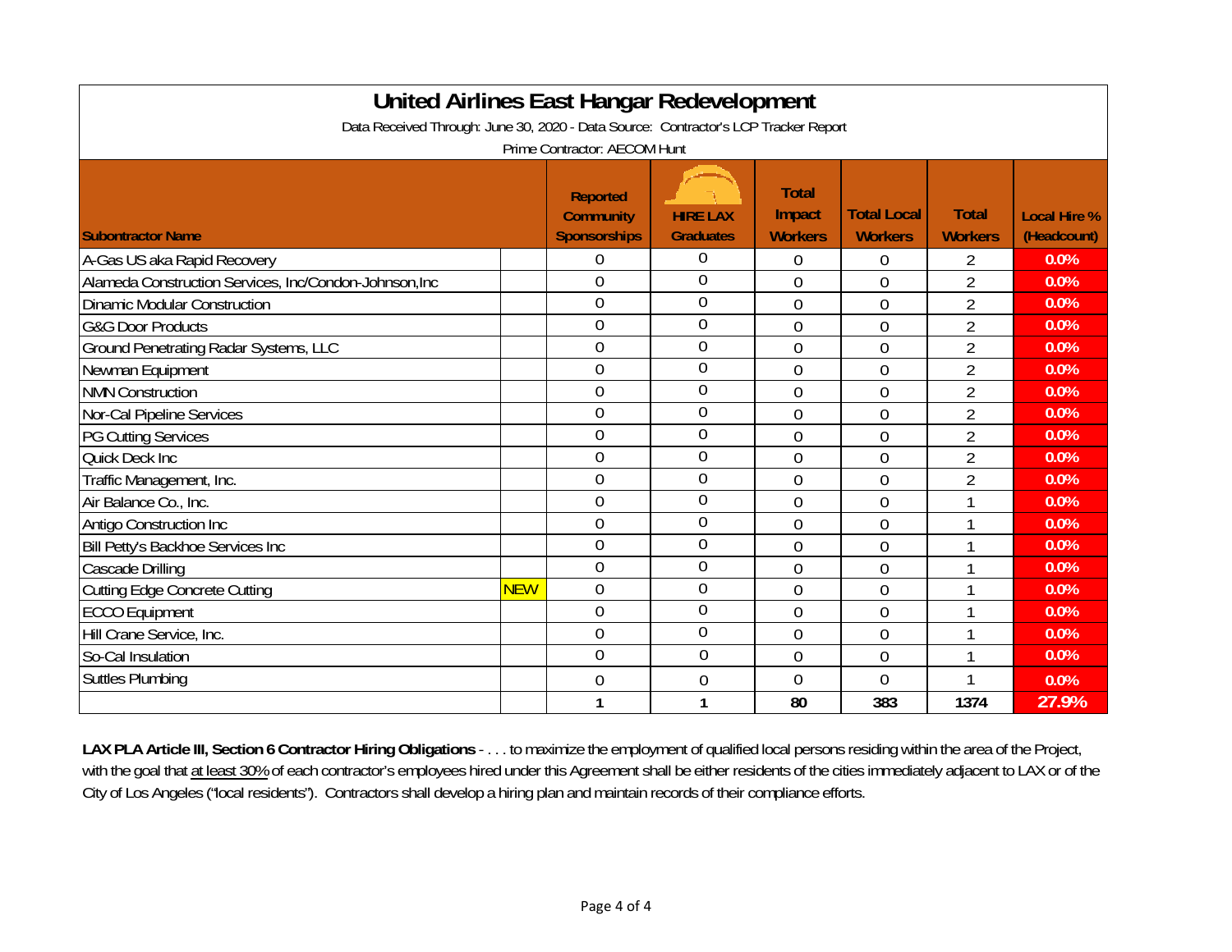# United Airlines East Hangar Redevelopment

Data Received Through: June 30, 2020 - Data Source: Contractor's LCP Tracker Report

Prime Contractor: AECOM Hunt

| Subcontractor Name | | Reported Community Sponsorships | HIRE LAX Graduates | Total Impact Workers | Total Local Workers | Total Workers | Local Hire % (Headcount) |
|---|---|---|---|---|---|---|---|
| A-Gas US aka Rapid Recovery | | 0 | 0 | 0 | 0 | 2 | 0.0% |
| Alameda Construction Services, Inc/Condon-Johnson,Inc | | 0 | 0 | 0 | 0 | 2 | 0.0% |
| Dinamic Modular Construction | | 0 | 0 | 0 | 0 | 2 | 0.0% |
| G&G Door Products | | 0 | 0 | 0 | 0 | 2 | 0.0% |
| Ground Penetrating Radar Systems, LLC | | 0 | 0 | 0 | 0 | 2 | 0.0% |
| Newman Equipment | | 0 | 0 | 0 | 0 | 2 | 0.0% |
| NMN Construction | | 0 | 0 | 0 | 0 | 2 | 0.0% |
| Nor-Cal Pipeline Services | | 0 | 0 | 0 | 0 | 2 | 0.0% |
| PG Cutting Services | | 0 | 0 | 0 | 0 | 2 | 0.0% |
| Quick Deck Inc | | 0 | 0 | 0 | 0 | 2 | 0.0% |
| Traffic Management, Inc. | | 0 | 0 | 0 | 0 | 2 | 0.0% |
| Air Balance Co., Inc. | | 0 | 0 | 0 | 0 | 1 | 0.0% |
| Antigo Construction Inc | | 0 | 0 | 0 | 0 | 1 | 0.0% |
| Bill Petty's Backhoe Services Inc | | 0 | 0 | 0 | 0 | 1 | 0.0% |
| Cascade Drilling | | 0 | 0 | 0 | 0 | 1 | 0.0% |
| Cutting Edge Concrete Cutting | NEW | 0 | 0 | 0 | 0 | 1 | 0.0% |
| ECCO Equipment | | 0 | 0 | 0 | 0 | 1 | 0.0% |
| Hill Crane Service, Inc. | | 0 | 0 | 0 | 0 | 1 | 0.0% |
| So-Cal Insulation | | 0 | 0 | 0 | 0 | 1 | 0.0% |
| Suttles Plumbing | | 0 | 0 | 0 | 0 | 1 | 0.0% |
| | | 1 | 1 | 80 | 383 | 1374 | 27.9% |

**LAX PLA Article III, Section 6 Contractor Hiring Obligations** - . . . to maximize the employment of qualified local persons residing within the area of the Project, with the goal that at least 30% of each contractor's employees hired under this Agreement shall be either residents of the cities immediately adjacent to LAX or of the City of Los Angeles ("local residents"). Contractors shall develop a hiring plan and maintain records of their compliance efforts.